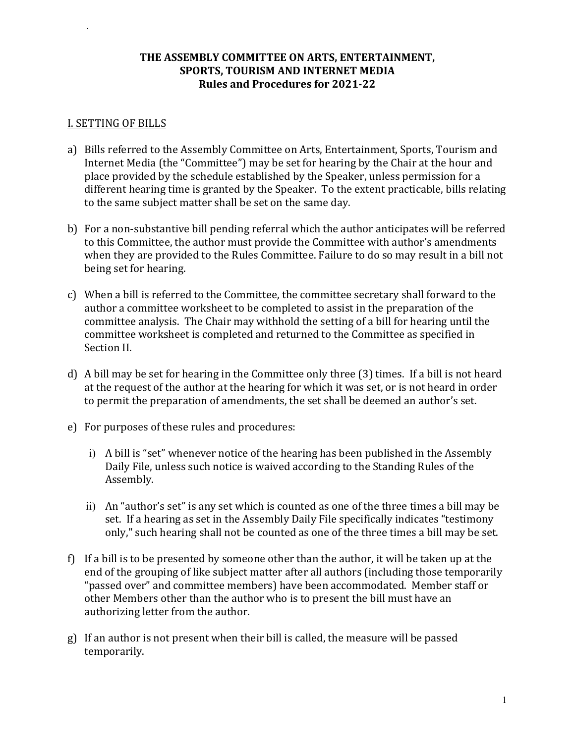# THE ASSEMBLY COMMITTEE ON ARTS, ENTERTAINMENT, SPORTS, TOURISM AND INTERNET MEDIA
## Rules and Procedures for 2021-22

## I. SETTING OF BILLS

a) Bills referred to the Assembly Committee on Arts, Entertainment, Sports, Tourism and Internet Media (the "Committee") may be set for hearing by the Chair at the hour and place provided by the schedule established by the Speaker, unless permission for a different hearing time is granted by the Speaker. To the extent practicable, bills relating to the same subject matter shall be set on the same day.

b) For a non-substantive bill pending referral which the author anticipates will be referred to this Committee, the author must provide the Committee with author's amendments when they are provided to the Rules Committee. Failure to do so may result in a bill not being set for hearing.

c) When a bill is referred to the Committee, the committee secretary shall forward to the author a committee worksheet to be completed to assist in the preparation of the committee analysis. The Chair may withhold the setting of a bill for hearing until the committee worksheet is completed and returned to the Committee as specified in Section II.

d) A bill may be set for hearing in the Committee only three (3) times. If a bill is not heard at the request of the author at the hearing for which it was set, or is not heard in order to permit the preparation of amendments, the set shall be deemed an author's set.

e) For purposes of these rules and procedures:

   i) A bill is "set" whenever notice of the hearing has been published in the Assembly Daily File, unless such notice is waived according to the Standing Rules of the Assembly.

   ii) An "author's set" is any set which is counted as one of the three times a bill may be set. If a hearing as set in the Assembly Daily File specifically indicates "testimony only," such hearing shall not be counted as one of the three times a bill may be set.

f) If a bill is to be presented by someone other than the author, it will be taken up at the end of the grouping of like subject matter after all authors (including those temporarily "passed over" and committee members) have been accommodated. Member staff or other Members other than the author who is to present the bill must have an authorizing letter from the author.

g) If an author is not present when their bill is called, the measure will be passed temporarily.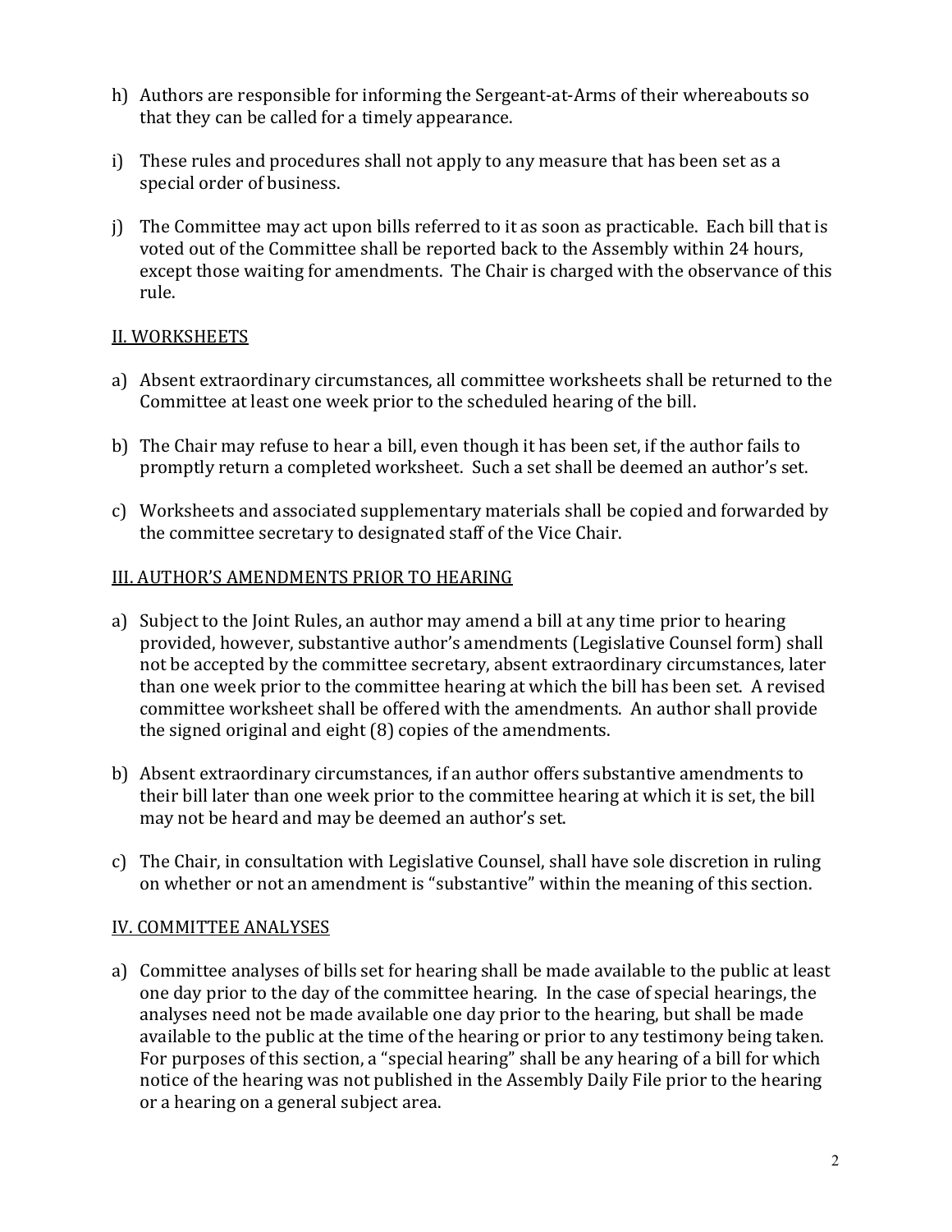h) Authors are responsible for informing the Sergeant-at-Arms of their whereabouts so that they can be called for a timely appearance.

i) These rules and procedures shall not apply to any measure that has been set as a special order of business.

j) The Committee may act upon bills referred to it as soon as practicable. Each bill that is voted out of the Committee shall be reported back to the Assembly within 24 hours, except those waiting for amendments. The Chair is charged with the observance of this rule.

## II. WORKSHEETS

a) Absent extraordinary circumstances, all committee worksheets shall be returned to the Committee at least one week prior to the scheduled hearing of the bill.

b) The Chair may refuse to hear a bill, even though it has been set, if the author fails to promptly return a completed worksheet. Such a set shall be deemed an author's set.

c) Worksheets and associated supplementary materials shall be copied and forwarded by the committee secretary to designated staff of the Vice Chair.

## III. AUTHOR'S AMENDMENTS PRIOR TO HEARING

a) Subject to the Joint Rules, an author may amend a bill at any time prior to hearing provided, however, substantive author's amendments (Legislative Counsel form) shall not be accepted by the committee secretary, absent extraordinary circumstances, later than one week prior to the committee hearing at which the bill has been set. A revised committee worksheet shall be offered with the amendments. An author shall provide the signed original and eight (8) copies of the amendments.

b) Absent extraordinary circumstances, if an author offers substantive amendments to their bill later than one week prior to the committee hearing at which it is set, the bill may not be heard and may be deemed an author's set.

c) The Chair, in consultation with Legislative Counsel, shall have sole discretion in ruling on whether or not an amendment is "substantive" within the meaning of this section.

## IV. COMMITTEE ANALYSES

a) Committee analyses of bills set for hearing shall be made available to the public at least one day prior to the day of the committee hearing. In the case of special hearings, the analyses need not be made available one day prior to the hearing, but shall be made available to the public at the time of the hearing or prior to any testimony being taken. For purposes of this section, a "special hearing" shall be any hearing of a bill for which notice of the hearing was not published in the Assembly Daily File prior to the hearing or a hearing on a general subject area.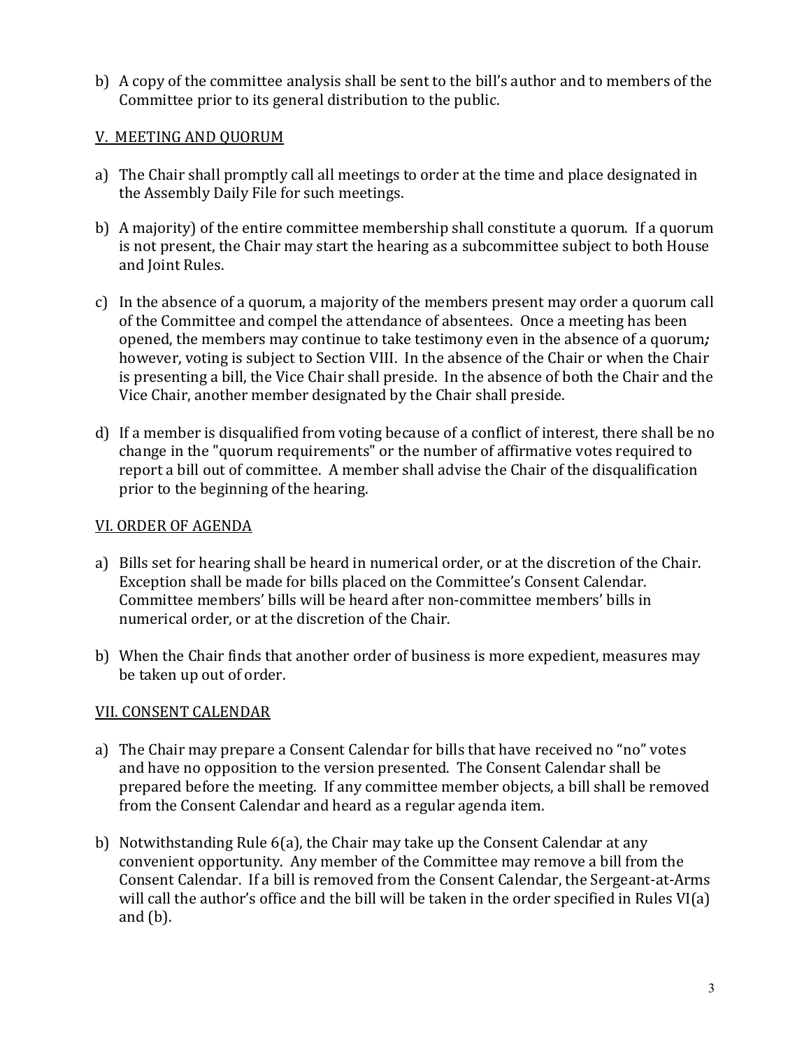b) A copy of the committee analysis shall be sent to the bill's author and to members of the Committee prior to its general distribution to the public.

## V. MEETING AND QUORUM

a) The Chair shall promptly call all meetings to order at the time and place designated in the Assembly Daily File for such meetings.

b) A majority) of the entire committee membership shall constitute a quorum. If a quorum is not present, the Chair may start the hearing as a subcommittee subject to both House and Joint Rules.

c) In the absence of a quorum, a majority of the members present may order a quorum call of the Committee and compel the attendance of absentees. Once a meeting has been opened, the members may continue to take testimony even in the absence of a quorum***;*** however, voting is subject to Section VIII. In the absence of the Chair or when the Chair is presenting a bill, the Vice Chair shall preside. In the absence of both the Chair and the Vice Chair, another member designated by the Chair shall preside.

d) If a member is disqualified from voting because of a conflict of interest, there shall be no change in the "quorum requirements" or the number of affirmative votes required to report a bill out of committee. A member shall advise the Chair of the disqualification prior to the beginning of the hearing.

## VI. ORDER OF AGENDA

a) Bills set for hearing shall be heard in numerical order, or at the discretion of the Chair. Exception shall be made for bills placed on the Committee's Consent Calendar. Committee members' bills will be heard after non-committee members' bills in numerical order, or at the discretion of the Chair.

b) When the Chair finds that another order of business is more expedient, measures may be taken up out of order.

## VII. CONSENT CALENDAR

a) The Chair may prepare a Consent Calendar for bills that have received no "no" votes and have no opposition to the version presented. The Consent Calendar shall be prepared before the meeting. If any committee member objects, a bill shall be removed from the Consent Calendar and heard as a regular agenda item.

b) Notwithstanding Rule 6(a), the Chair may take up the Consent Calendar at any convenient opportunity. Any member of the Committee may remove a bill from the Consent Calendar. If a bill is removed from the Consent Calendar, the Sergeant-at-Arms will call the author's office and the bill will be taken in the order specified in Rules VI(a) and (b).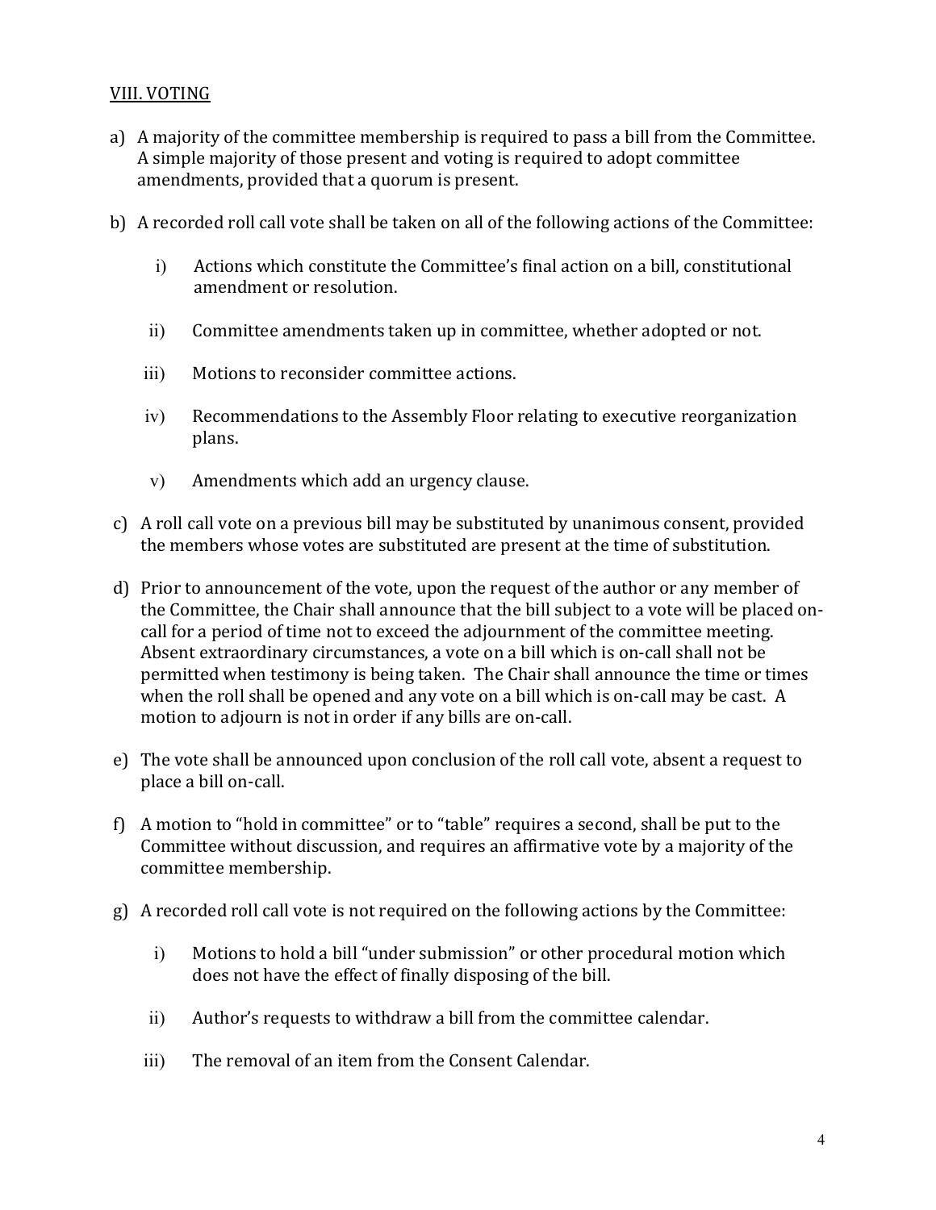## VIII. VOTING

a) A majority of the committee membership is required to pass a bill from the Committee. A simple majority of those present and voting is required to adopt committee amendments, provided that a quorum is present.

b) A recorded roll call vote shall be taken on all of the following actions of the Committee:

   i) Actions which constitute the Committee's final action on a bill, constitutional amendment or resolution.

   ii) Committee amendments taken up in committee, whether adopted or not.

   iii) Motions to reconsider committee actions.

   iv) Recommendations to the Assembly Floor relating to executive reorganization plans.

   v) Amendments which add an urgency clause.

c) A roll call vote on a previous bill may be substituted by unanimous consent, provided the members whose votes are substituted are present at the time of substitution.

d) Prior to announcement of the vote, upon the request of the author or any member of the Committee, the Chair shall announce that the bill subject to a vote will be placed on-call for a period of time not to exceed the adjournment of the committee meeting. Absent extraordinary circumstances, a vote on a bill which is on-call shall not be permitted when testimony is being taken. The Chair shall announce the time or times when the roll shall be opened and any vote on a bill which is on-call may be cast. A motion to adjourn is not in order if any bills are on-call.

e) The vote shall be announced upon conclusion of the roll call vote, absent a request to place a bill on-call.

f) A motion to "hold in committee" or to "table" requires a second, shall be put to the Committee without discussion, and requires an affirmative vote by a majority of the committee membership.

g) A recorded roll call vote is not required on the following actions by the Committee:

   i) Motions to hold a bill "under submission" or other procedural motion which does not have the effect of finally disposing of the bill.

   ii) Author's requests to withdraw a bill from the committee calendar.

   iii) The removal of an item from the Consent Calendar.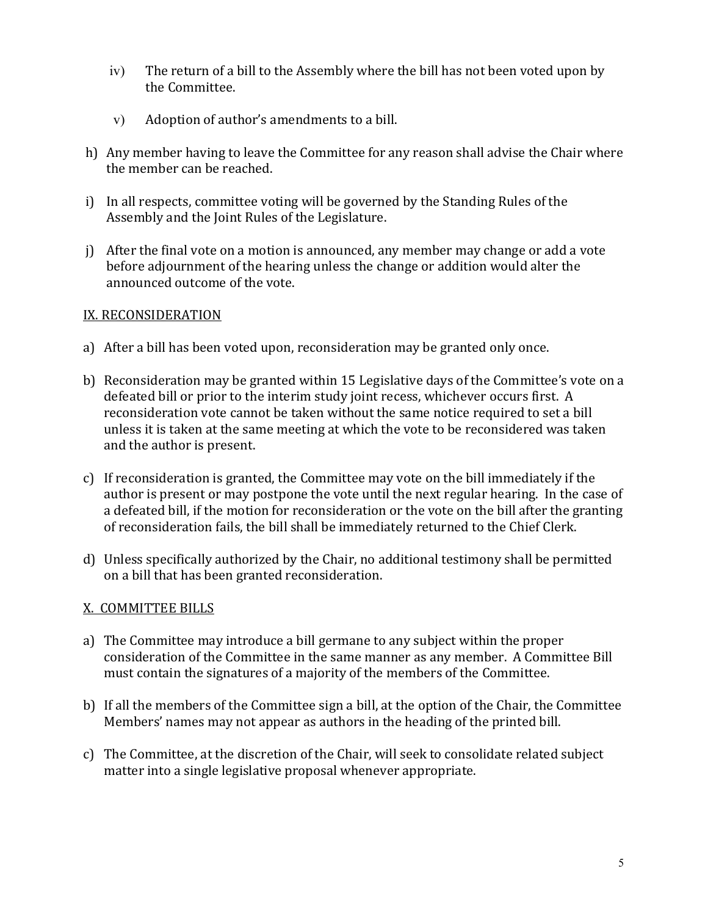iv) The return of a bill to the Assembly where the bill has not been voted upon by the Committee.

v) Adoption of author's amendments to a bill.

h) Any member having to leave the Committee for any reason shall advise the Chair where the member can be reached.

i) In all respects, committee voting will be governed by the Standing Rules of the Assembly and the Joint Rules of the Legislature.

j) After the final vote on a motion is announced, any member may change or add a vote before adjournment of the hearing unless the change or addition would alter the announced outcome of the vote.

## IX. RECONSIDERATION

a) After a bill has been voted upon, reconsideration may be granted only once.

b) Reconsideration may be granted within 15 Legislative days of the Committee's vote on a defeated bill or prior to the interim study joint recess, whichever occurs first. A reconsideration vote cannot be taken without the same notice required to set a bill unless it is taken at the same meeting at which the vote to be reconsidered was taken and the author is present.

c) If reconsideration is granted, the Committee may vote on the bill immediately if the author is present or may postpone the vote until the next regular hearing. In the case of a defeated bill, if the motion for reconsideration or the vote on the bill after the granting of reconsideration fails, the bill shall be immediately returned to the Chief Clerk.

d) Unless specifically authorized by the Chair, no additional testimony shall be permitted on a bill that has been granted reconsideration.

## X. COMMITTEE BILLS

a) The Committee may introduce a bill germane to any subject within the proper consideration of the Committee in the same manner as any member. A Committee Bill must contain the signatures of a majority of the members of the Committee.

b) If all the members of the Committee sign a bill, at the option of the Chair, the Committee Members' names may not appear as authors in the heading of the printed bill.

c) The Committee, at the discretion of the Chair, will seek to consolidate related subject matter into a single legislative proposal whenever appropriate.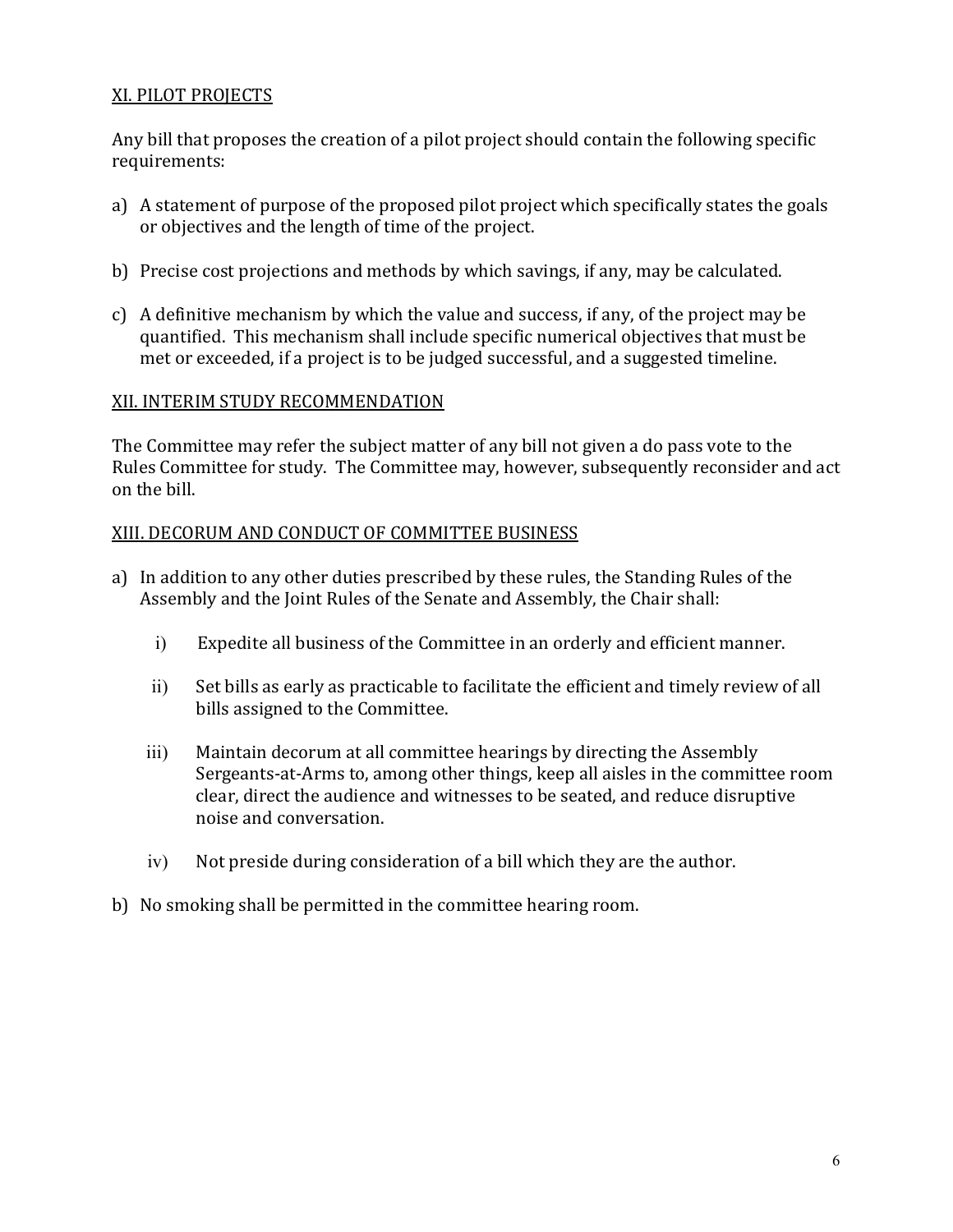## XI. PILOT PROJECTS

Any bill that proposes the creation of a pilot project should contain the following specific requirements:

a) A statement of purpose of the proposed pilot project which specifically states the goals or objectives and the length of time of the project.

b) Precise cost projections and methods by which savings, if any, may be calculated.

c) A definitive mechanism by which the value and success, if any, of the project may be quantified. This mechanism shall include specific numerical objectives that must be met or exceeded, if a project is to be judged successful, and a suggested timeline.

## XII. INTERIM STUDY RECOMMENDATION

The Committee may refer the subject matter of any bill not given a do pass vote to the Rules Committee for study. The Committee may, however, subsequently reconsider and act on the bill.

## XIII. DECORUM AND CONDUCT OF COMMITTEE BUSINESS

a) In addition to any other duties prescribed by these rules, the Standing Rules of the Assembly and the Joint Rules of the Senate and Assembly, the Chair shall:

   i) Expedite all business of the Committee in an orderly and efficient manner.

   ii) Set bills as early as practicable to facilitate the efficient and timely review of all bills assigned to the Committee.

   iii) Maintain decorum at all committee hearings by directing the Assembly Sergeants-at-Arms to, among other things, keep all aisles in the committee room clear, direct the audience and witnesses to be seated, and reduce disruptive noise and conversation.

   iv) Not preside during consideration of a bill which they are the author.

b) No smoking shall be permitted in the committee hearing room.